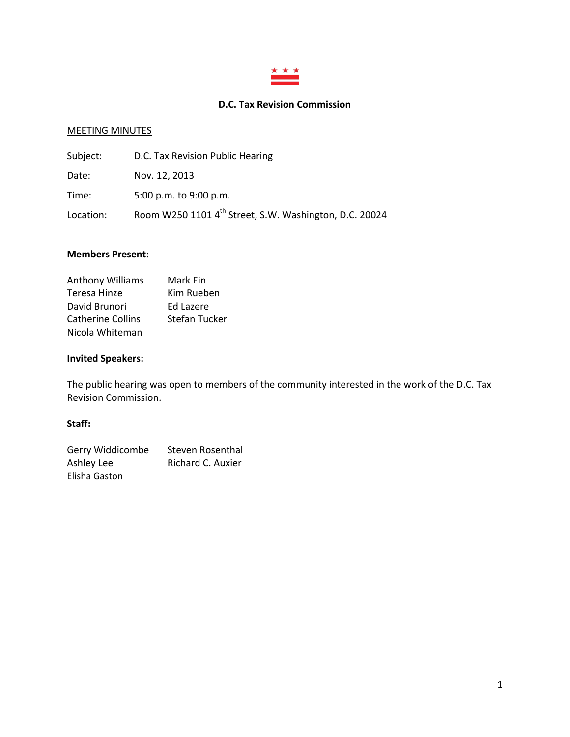# D.C. Tax Revision Commission

MEETING MINUTES

Subject: D.C. Tax Revision Public Hearing

Date: Nov. 12, 2013

Time: 5:00 p.m. to 9:00 p.m.

Location: Room W250 1101 4th Street, S.W. Washington, D.C. 20024

**Members Present:**

Anthony Williams
Teresa Hinze
David Brunori
Catherine Collins
Nicola Whiteman
Mark Ein
Kim Rueben
Ed Lazere
Stefan Tucker

**Invited Speakers:**

The public hearing was open to members of the community interested in the work of the D.C. Tax Revision Commission.

**Staff:**

Gerry Widdicombe
Ashley Lee
Elisha Gaston
Steven Rosenthal
Richard C. Auxier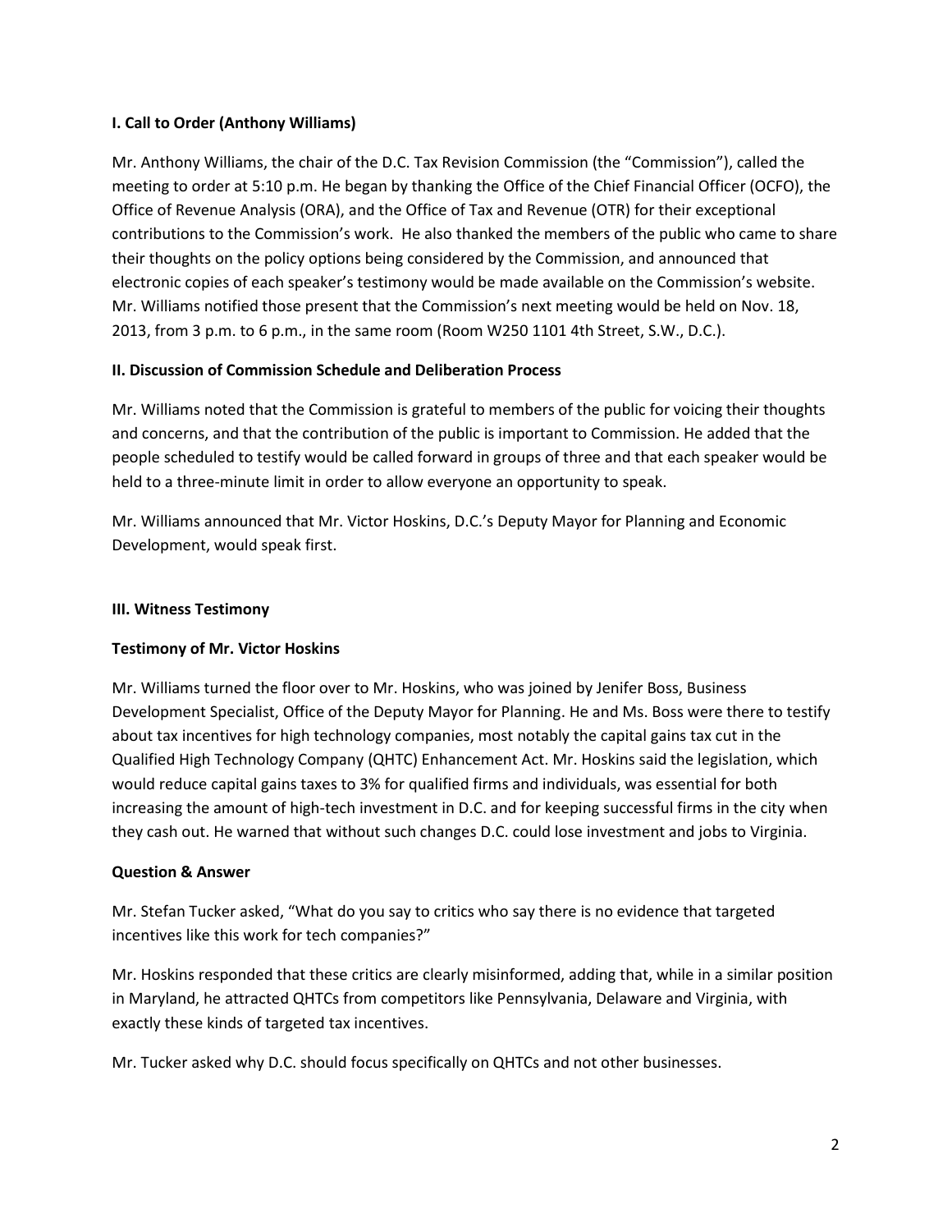### I. Call to Order (Anthony Williams)

Mr. Anthony Williams, the chair of the D.C. Tax Revision Commission (the "Commission"), called the meeting to order at 5:10 p.m. He began by thanking the Office of the Chief Financial Officer (OCFO), the Office of Revenue Analysis (ORA), and the Office of Tax and Revenue (OTR) for their exceptional contributions to the Commission's work. He also thanked the members of the public who came to share their thoughts on the policy options being considered by the Commission, and announced that electronic copies of each speaker's testimony would be made available on the Commission's website. Mr. Williams notified those present that the Commission's next meeting would be held on Nov. 18, 2013, from 3 p.m. to 6 p.m., in the same room (Room W250 1101 4th Street, S.W., D.C.).

### II. Discussion of Commission Schedule and Deliberation Process

Mr. Williams noted that the Commission is grateful to members of the public for voicing their thoughts and concerns, and that the contribution of the public is important to Commission. He added that the people scheduled to testify would be called forward in groups of three and that each speaker would be held to a three-minute limit in order to allow everyone an opportunity to speak.

Mr. Williams announced that Mr. Victor Hoskins, D.C.'s Deputy Mayor for Planning and Economic Development, would speak first.

### III. Witness Testimony

#### Testimony of Mr. Victor Hoskins

Mr. Williams turned the floor over to Mr. Hoskins, who was joined by Jenifer Boss, Business Development Specialist, Office of the Deputy Mayor for Planning. He and Ms. Boss were there to testify about tax incentives for high technology companies, most notably the capital gains tax cut in the Qualified High Technology Company (QHTC) Enhancement Act. Mr. Hoskins said the legislation, which would reduce capital gains taxes to 3% for qualified firms and individuals, was essential for both increasing the amount of high-tech investment in D.C. and for keeping successful firms in the city when they cash out. He warned that without such changes D.C. could lose investment and jobs to Virginia.

#### Question & Answer

Mr. Stefan Tucker asked, "What do you say to critics who say there is no evidence that targeted incentives like this work for tech companies?"

Mr. Hoskins responded that these critics are clearly misinformed, adding that, while in a similar position in Maryland, he attracted QHTCs from competitors like Pennsylvania, Delaware and Virginia, with exactly these kinds of targeted tax incentives.

Mr. Tucker asked why D.C. should focus specifically on QHTCs and not other businesses.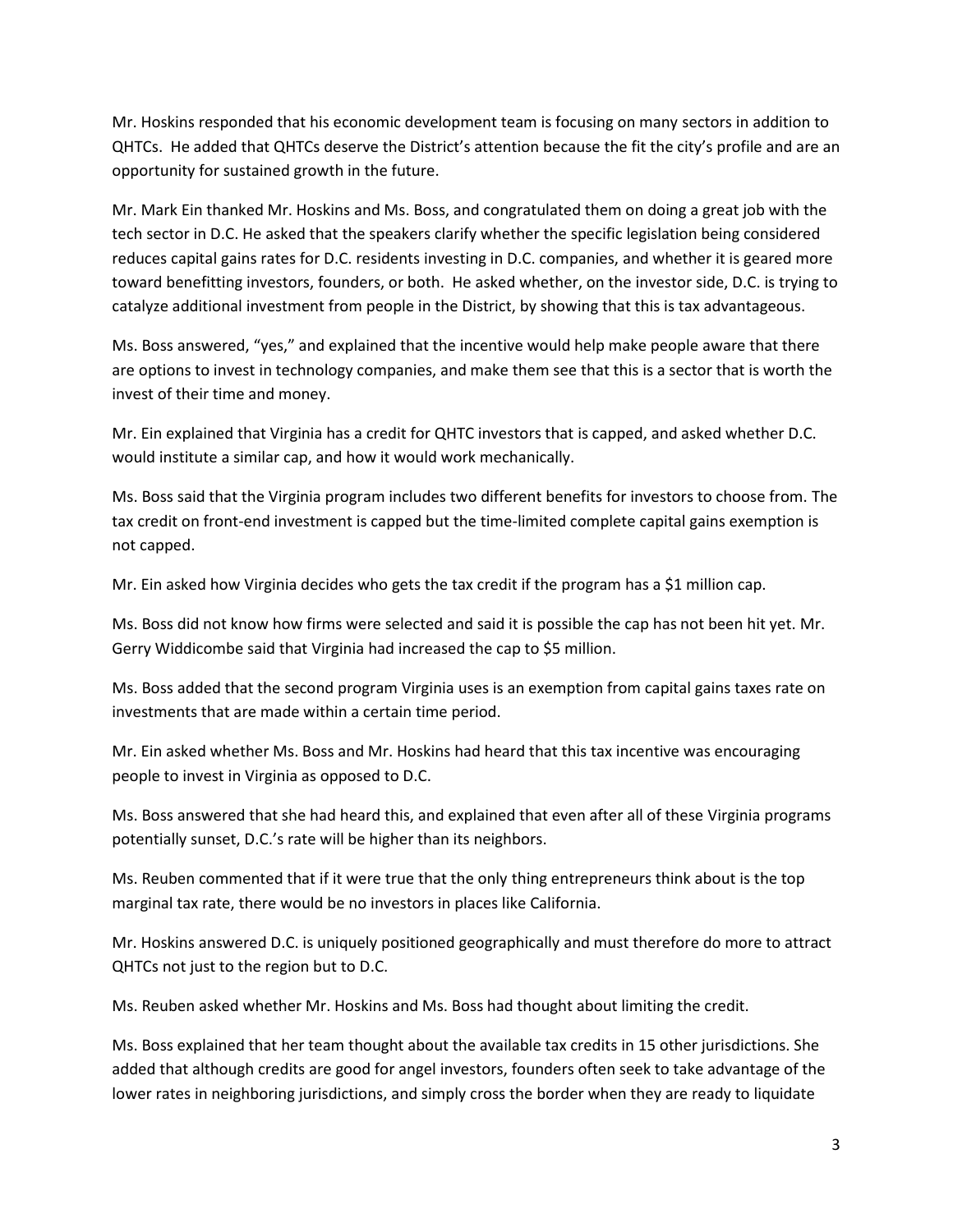Mr. Hoskins responded that his economic development team is focusing on many sectors in addition to QHTCs. He added that QHTCs deserve the District's attention because the fit the city's profile and are an opportunity for sustained growth in the future.

Mr. Mark Ein thanked Mr. Hoskins and Ms. Boss, and congratulated them on doing a great job with the tech sector in D.C. He asked that the speakers clarify whether the specific legislation being considered reduces capital gains rates for D.C. residents investing in D.C. companies, and whether it is geared more toward benefitting investors, founders, or both. He asked whether, on the investor side, D.C. is trying to catalyze additional investment from people in the District, by showing that this is tax advantageous.

Ms. Boss answered, "yes," and explained that the incentive would help make people aware that there are options to invest in technology companies, and make them see that this is a sector that is worth the invest of their time and money.

Mr. Ein explained that Virginia has a credit for QHTC investors that is capped, and asked whether D.C. would institute a similar cap, and how it would work mechanically.

Ms. Boss said that the Virginia program includes two different benefits for investors to choose from. The tax credit on front-end investment is capped but the time-limited complete capital gains exemption is not capped.

Mr. Ein asked how Virginia decides who gets the tax credit if the program has a $1 million cap.

Ms. Boss did not know how firms were selected and said it is possible the cap has not been hit yet. Mr. Gerry Widdicombe said that Virginia had increased the cap to $5 million.

Ms. Boss added that the second program Virginia uses is an exemption from capital gains taxes rate on investments that are made within a certain time period.

Mr. Ein asked whether Ms. Boss and Mr. Hoskins had heard that this tax incentive was encouraging people to invest in Virginia as opposed to D.C.

Ms. Boss answered that she had heard this, and explained that even after all of these Virginia programs potentially sunset, D.C.'s rate will be higher than its neighbors.

Ms. Reuben commented that if it were true that the only thing entrepreneurs think about is the top marginal tax rate, there would be no investors in places like California.

Mr. Hoskins answered D.C. is uniquely positioned geographically and must therefore do more to attract QHTCs not just to the region but to D.C.

Ms. Reuben asked whether Mr. Hoskins and Ms. Boss had thought about limiting the credit.

Ms. Boss explained that her team thought about the available tax credits in 15 other jurisdictions. She added that although credits are good for angel investors, founders often seek to take advantage of the lower rates in neighboring jurisdictions, and simply cross the border when they are ready to liquidate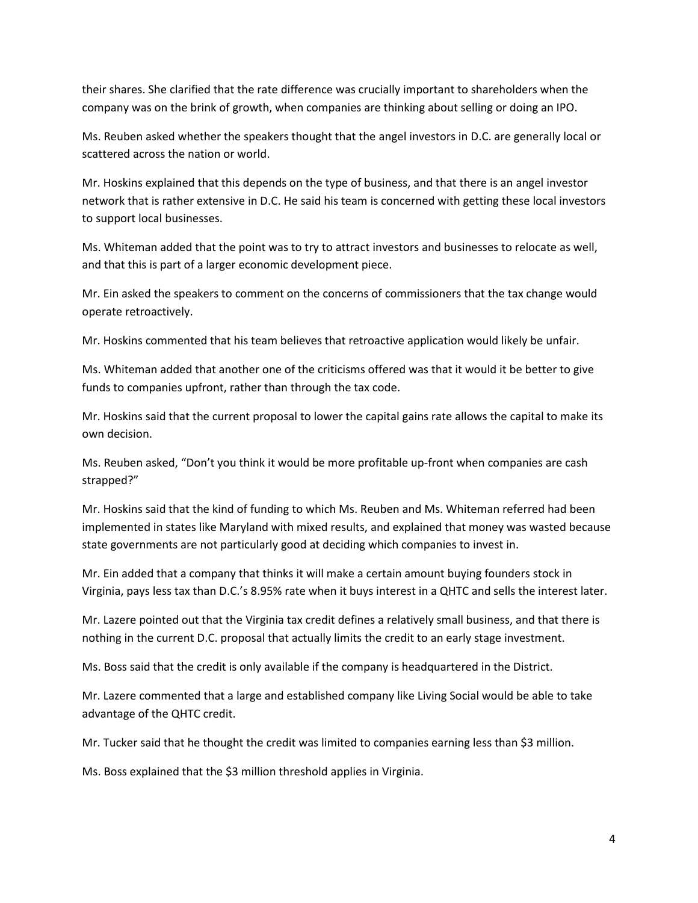their shares. She clarified that the rate difference was crucially important to shareholders when the company was on the brink of growth, when companies are thinking about selling or doing an IPO.

Ms. Reuben asked whether the speakers thought that the angel investors in D.C. are generally local or scattered across the nation or world.

Mr. Hoskins explained that this depends on the type of business, and that there is an angel investor network that is rather extensive in D.C. He said his team is concerned with getting these local investors to support local businesses.

Ms. Whiteman added that the point was to try to attract investors and businesses to relocate as well, and that this is part of a larger economic development piece.

Mr. Ein asked the speakers to comment on the concerns of commissioners that the tax change would operate retroactively.

Mr. Hoskins commented that his team believes that retroactive application would likely be unfair.

Ms. Whiteman added that another one of the criticisms offered was that it would it be better to give funds to companies upfront, rather than through the tax code.

Mr. Hoskins said that the current proposal to lower the capital gains rate allows the capital to make its own decision.

Ms. Reuben asked, "Don't you think it would be more profitable up-front when companies are cash strapped?"

Mr. Hoskins said that the kind of funding to which Ms. Reuben and Ms. Whiteman referred had been implemented in states like Maryland with mixed results, and explained that money was wasted because state governments are not particularly good at deciding which companies to invest in.

Mr. Ein added that a company that thinks it will make a certain amount buying founders stock in Virginia, pays less tax than D.C.'s 8.95% rate when it buys interest in a QHTC and sells the interest later.

Mr. Lazere pointed out that the Virginia tax credit defines a relatively small business, and that there is nothing in the current D.C. proposal that actually limits the credit to an early stage investment.

Ms. Boss said that the credit is only available if the company is headquartered in the District.

Mr. Lazere commented that a large and established company like Living Social would be able to take advantage of the QHTC credit.

Mr. Tucker said that he thought the credit was limited to companies earning less than $3 million.

Ms. Boss explained that the $3 million threshold applies in Virginia.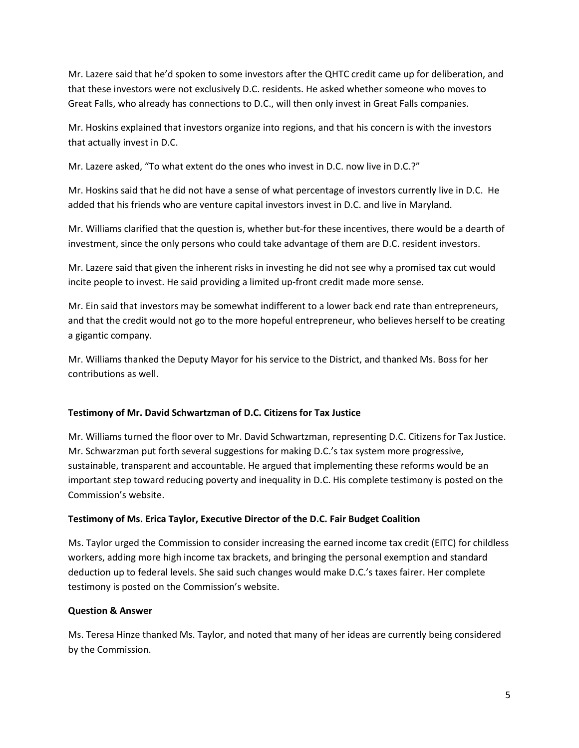Mr. Lazere said that he'd spoken to some investors after the QHTC credit came up for deliberation, and that these investors were not exclusively D.C. residents. He asked whether someone who moves to Great Falls, who already has connections to D.C., will then only invest in Great Falls companies.

Mr. Hoskins explained that investors organize into regions, and that his concern is with the investors that actually invest in D.C.

Mr. Lazere asked, "To what extent do the ones who invest in D.C. now live in D.C.?"

Mr. Hoskins said that he did not have a sense of what percentage of investors currently live in D.C. He added that his friends who are venture capital investors invest in D.C. and live in Maryland.

Mr. Williams clarified that the question is, whether but-for these incentives, there would be a dearth of investment, since the only persons who could take advantage of them are D.C. resident investors.

Mr. Lazere said that given the inherent risks in investing he did not see why a promised tax cut would incite people to invest. He said providing a limited up-front credit made more sense.

Mr. Ein said that investors may be somewhat indifferent to a lower back end rate than entrepreneurs, and that the credit would not go to the more hopeful entrepreneur, who believes herself to be creating a gigantic company.

Mr. Williams thanked the Deputy Mayor for his service to the District, and thanked Ms. Boss for her contributions as well.

**Testimony of Mr. David Schwartzman of D.C. Citizens for Tax Justice**

Mr. Williams turned the floor over to Mr. David Schwartzman, representing D.C. Citizens for Tax Justice. Mr. Schwarzman put forth several suggestions for making D.C.'s tax system more progressive, sustainable, transparent and accountable. He argued that implementing these reforms would be an important step toward reducing poverty and inequality in D.C. His complete testimony is posted on the Commission's website.

**Testimony of Ms. Erica Taylor, Executive Director of the D.C. Fair Budget Coalition**

Ms. Taylor urged the Commission to consider increasing the earned income tax credit (EITC) for childless workers, adding more high income tax brackets, and bringing the personal exemption and standard deduction up to federal levels. She said such changes would make D.C.'s taxes fairer. Her complete testimony is posted on the Commission's website.

**Question & Answer**

Ms. Teresa Hinze thanked Ms. Taylor, and noted that many of her ideas are currently being considered by the Commission.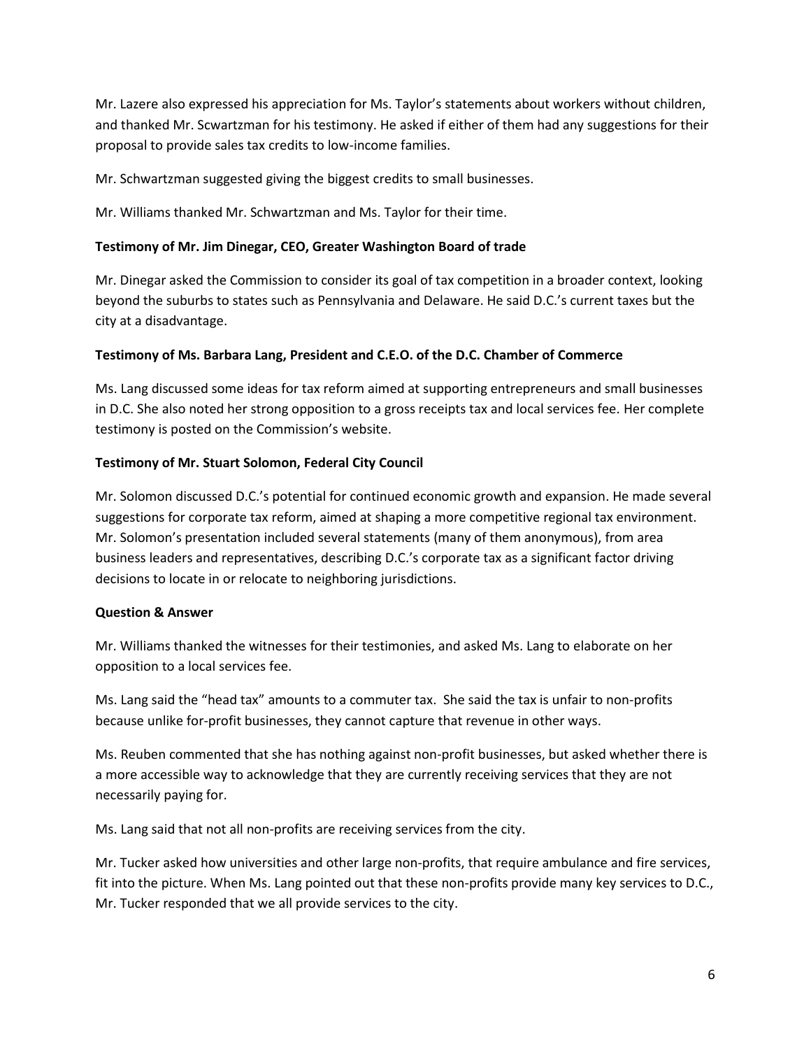Mr. Lazere also expressed his appreciation for Ms. Taylor's statements about workers without children, and thanked Mr. Scwartzman for his testimony. He asked if either of them had any suggestions for their proposal to provide sales tax credits to low-income families.

Mr. Schwartzman suggested giving the biggest credits to small businesses.

Mr. Williams thanked Mr. Schwartzman and Ms. Taylor for their time.

**Testimony of Mr. Jim Dinegar, CEO, Greater Washington Board of trade**

Mr. Dinegar asked the Commission to consider its goal of tax competition in a broader context, looking beyond the suburbs to states such as Pennsylvania and Delaware. He said D.C.'s current taxes but the city at a disadvantage.

**Testimony of Ms. Barbara Lang, President and C.E.O. of the D.C. Chamber of Commerce**

Ms. Lang discussed some ideas for tax reform aimed at supporting entrepreneurs and small businesses in D.C. She also noted her strong opposition to a gross receipts tax and local services fee. Her complete testimony is posted on the Commission's website.

**Testimony of Mr. Stuart Solomon, Federal City Council**

Mr. Solomon discussed D.C.'s potential for continued economic growth and expansion. He made several suggestions for corporate tax reform, aimed at shaping a more competitive regional tax environment. Mr. Solomon's presentation included several statements (many of them anonymous), from area business leaders and representatives, describing D.C.'s corporate tax as a significant factor driving decisions to locate in or relocate to neighboring jurisdictions.

**Question & Answer**

Mr. Williams thanked the witnesses for their testimonies, and asked Ms. Lang to elaborate on her opposition to a local services fee.

Ms. Lang said the "head tax" amounts to a commuter tax. She said the tax is unfair to non-profits because unlike for-profit businesses, they cannot capture that revenue in other ways.

Ms. Reuben commented that she has nothing against non-profit businesses, but asked whether there is a more accessible way to acknowledge that they are currently receiving services that they are not necessarily paying for.

Ms. Lang said that not all non-profits are receiving services from the city.

Mr. Tucker asked how universities and other large non-profits, that require ambulance and fire services, fit into the picture. When Ms. Lang pointed out that these non-profits provide many key services to D.C., Mr. Tucker responded that we all provide services to the city.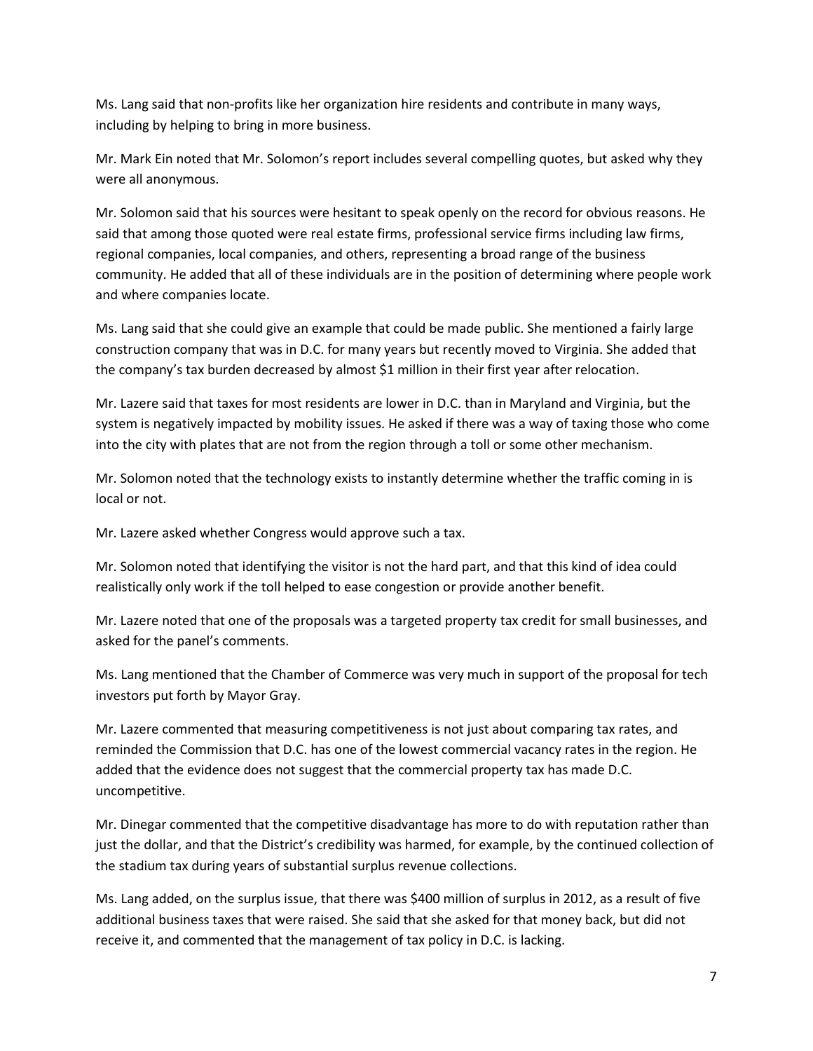Ms. Lang said that non-profits like her organization hire residents and contribute in many ways, including by helping to bring in more business.

Mr. Mark Ein noted that Mr. Solomon's report includes several compelling quotes, but asked why they were all anonymous.

Mr. Solomon said that his sources were hesitant to speak openly on the record for obvious reasons. He said that among those quoted were real estate firms, professional service firms including law firms, regional companies, local companies, and others, representing a broad range of the business community. He added that all of these individuals are in the position of determining where people work and where companies locate.

Ms. Lang said that she could give an example that could be made public. She mentioned a fairly large construction company that was in D.C. for many years but recently moved to Virginia. She added that the company's tax burden decreased by almost $1 million in their first year after relocation.

Mr. Lazere said that taxes for most residents are lower in D.C. than in Maryland and Virginia, but the system is negatively impacted by mobility issues. He asked if there was a way of taxing those who come into the city with plates that are not from the region through a toll or some other mechanism.

Mr. Solomon noted that the technology exists to instantly determine whether the traffic coming in is local or not.

Mr. Lazere asked whether Congress would approve such a tax.

Mr. Solomon noted that identifying the visitor is not the hard part, and that this kind of idea could realistically only work if the toll helped to ease congestion or provide another benefit.

Mr. Lazere noted that one of the proposals was a targeted property tax credit for small businesses, and asked for the panel's comments.

Ms. Lang mentioned that the Chamber of Commerce was very much in support of the proposal for tech investors put forth by Mayor Gray.

Mr. Lazere commented that measuring competitiveness is not just about comparing tax rates, and reminded the Commission that D.C. has one of the lowest commercial vacancy rates in the region. He added that the evidence does not suggest that the commercial property tax has made D.C. uncompetitive.

Mr. Dinegar commented that the competitive disadvantage has more to do with reputation rather than just the dollar, and that the District's credibility was harmed, for example, by the continued collection of the stadium tax during years of substantial surplus revenue collections.

Ms. Lang added, on the surplus issue, that there was $400 million of surplus in 2012, as a result of five additional business taxes that were raised. She said that she asked for that money back, but did not receive it, and commented that the management of tax policy in D.C. is lacking.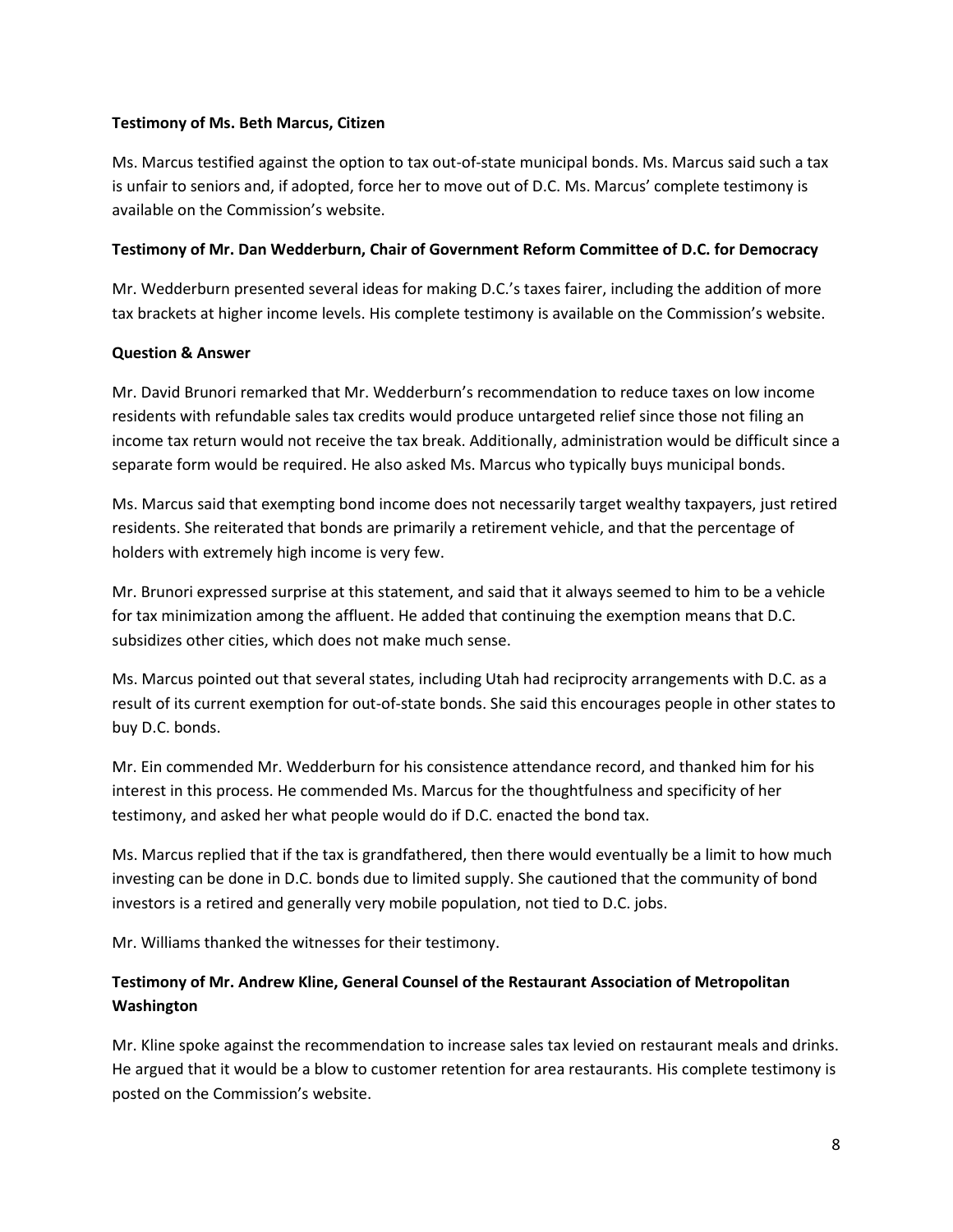**Testimony of Ms. Beth Marcus, Citizen**

Ms. Marcus testified against the option to tax out-of-state municipal bonds. Ms. Marcus said such a tax is unfair to seniors and, if adopted, force her to move out of D.C. Ms. Marcus' complete testimony is available on the Commission's website.

**Testimony of Mr. Dan Wedderburn, Chair of Government Reform Committee of D.C. for Democracy**

Mr. Wedderburn presented several ideas for making D.C.'s taxes fairer, including the addition of more tax brackets at higher income levels. His complete testimony is available on the Commission's website.

**Question & Answer**

Mr. David Brunori remarked that Mr. Wedderburn's recommendation to reduce taxes on low income residents with refundable sales tax credits would produce untargeted relief since those not filing an income tax return would not receive the tax break. Additionally, administration would be difficult since a separate form would be required. He also asked Ms. Marcus who typically buys municipal bonds.

Ms. Marcus said that exempting bond income does not necessarily target wealthy taxpayers, just retired residents. She reiterated that bonds are primarily a retirement vehicle, and that the percentage of holders with extremely high income is very few.

Mr. Brunori expressed surprise at this statement, and said that it always seemed to him to be a vehicle for tax minimization among the affluent. He added that continuing the exemption means that D.C. subsidizes other cities, which does not make much sense.

Ms. Marcus pointed out that several states, including Utah had reciprocity arrangements with D.C. as a result of its current exemption for out-of-state bonds. She said this encourages people in other states to buy D.C. bonds.

Mr. Ein commended Mr. Wedderburn for his consistence attendance record, and thanked him for his interest in this process. He commended Ms. Marcus for the thoughtfulness and specificity of her testimony, and asked her what people would do if D.C. enacted the bond tax.

Ms. Marcus replied that if the tax is grandfathered, then there would eventually be a limit to how much investing can be done in D.C. bonds due to limited supply. She cautioned that the community of bond investors is a retired and generally very mobile population, not tied to D.C. jobs.

Mr. Williams thanked the witnesses for their testimony.

**Testimony of Mr. Andrew Kline, General Counsel of the Restaurant Association of Metropolitan Washington**

Mr. Kline spoke against the recommendation to increase sales tax levied on restaurant meals and drinks. He argued that it would be a blow to customer retention for area restaurants. His complete testimony is posted on the Commission's website.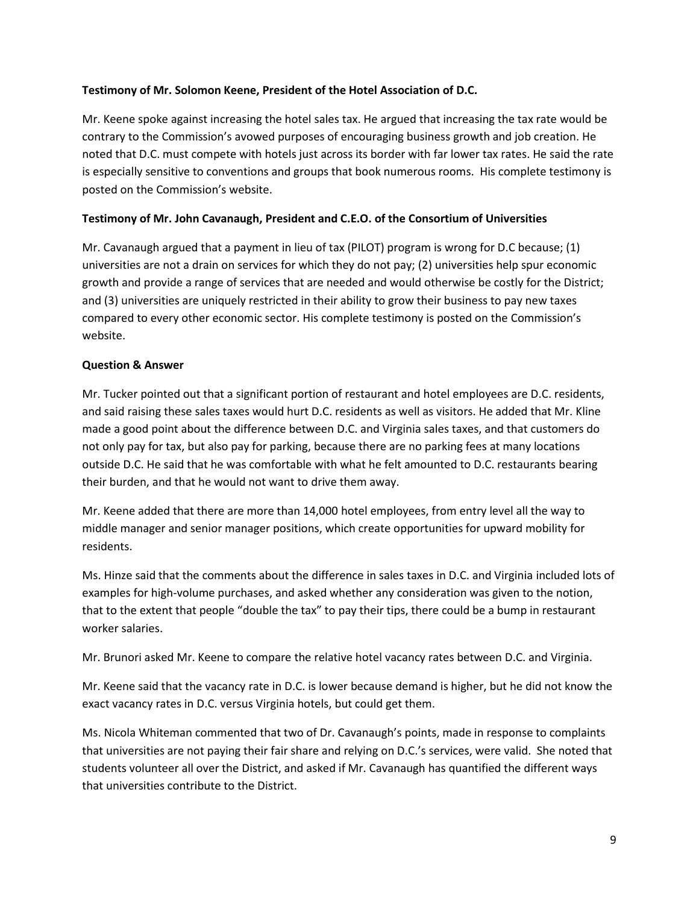**Testimony of Mr. Solomon Keene, President of the Hotel Association of D.C.**

Mr. Keene spoke against increasing the hotel sales tax. He argued that increasing the tax rate would be contrary to the Commission's avowed purposes of encouraging business growth and job creation. He noted that D.C. must compete with hotels just across its border with far lower tax rates. He said the rate is especially sensitive to conventions and groups that book numerous rooms. His complete testimony is posted on the Commission's website.

**Testimony of Mr. John Cavanaugh, President and C.E.O. of the Consortium of Universities**

Mr. Cavanaugh argued that a payment in lieu of tax (PILOT) program is wrong for D.C because; (1) universities are not a drain on services for which they do not pay; (2) universities help spur economic growth and provide a range of services that are needed and would otherwise be costly for the District; and (3) universities are uniquely restricted in their ability to grow their business to pay new taxes compared to every other economic sector. His complete testimony is posted on the Commission's website.

**Question & Answer**

Mr. Tucker pointed out that a significant portion of restaurant and hotel employees are D.C. residents, and said raising these sales taxes would hurt D.C. residents as well as visitors. He added that Mr. Kline made a good point about the difference between D.C. and Virginia sales taxes, and that customers do not only pay for tax, but also pay for parking, because there are no parking fees at many locations outside D.C. He said that he was comfortable with what he felt amounted to D.C. restaurants bearing their burden, and that he would not want to drive them away.

Mr. Keene added that there are more than 14,000 hotel employees, from entry level all the way to middle manager and senior manager positions, which create opportunities for upward mobility for residents.

Ms. Hinze said that the comments about the difference in sales taxes in D.C. and Virginia included lots of examples for high-volume purchases, and asked whether any consideration was given to the notion, that to the extent that people "double the tax" to pay their tips, there could be a bump in restaurant worker salaries.

Mr. Brunori asked Mr. Keene to compare the relative hotel vacancy rates between D.C. and Virginia.

Mr. Keene said that the vacancy rate in D.C. is lower because demand is higher, but he did not know the exact vacancy rates in D.C. versus Virginia hotels, but could get them.

Ms. Nicola Whiteman commented that two of Dr. Cavanaugh's points, made in response to complaints that universities are not paying their fair share and relying on D.C.'s services, were valid. She noted that students volunteer all over the District, and asked if Mr. Cavanaugh has quantified the different ways that universities contribute to the District.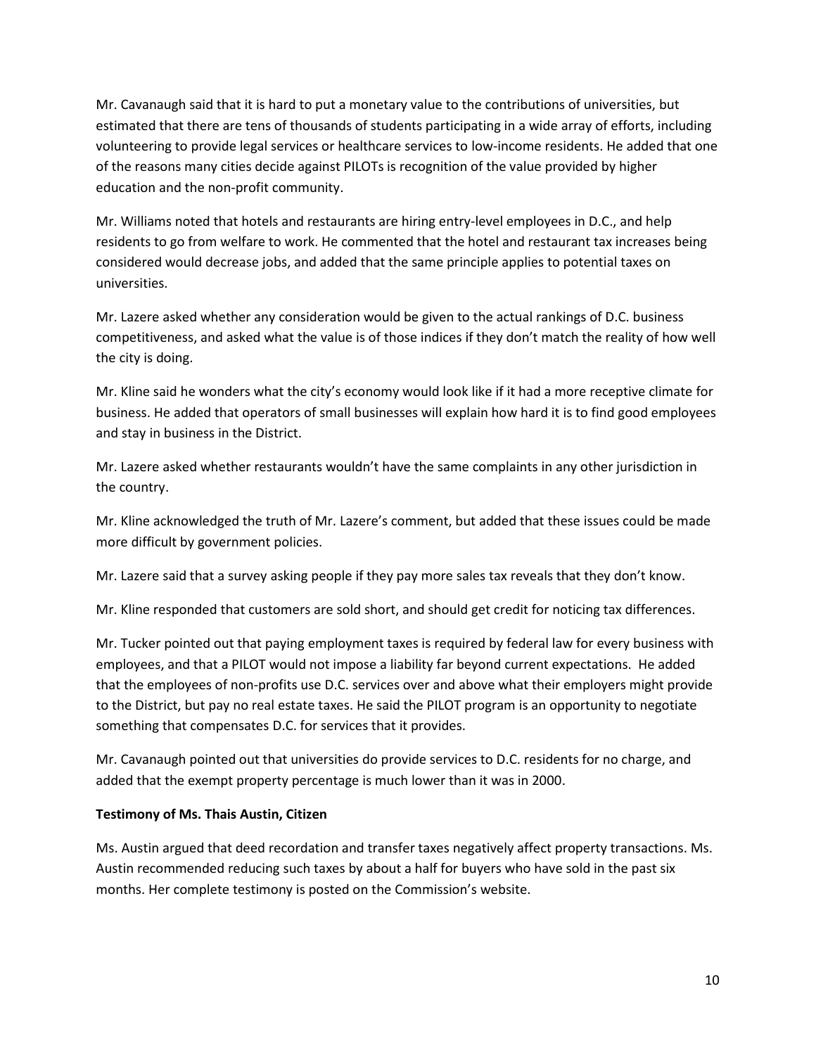Mr. Cavanaugh said that it is hard to put a monetary value to the contributions of universities, but estimated that there are tens of thousands of students participating in a wide array of efforts, including volunteering to provide legal services or healthcare services to low-income residents. He added that one of the reasons many cities decide against PILOTs is recognition of the value provided by higher education and the non-profit community.

Mr. Williams noted that hotels and restaurants are hiring entry-level employees in D.C., and help residents to go from welfare to work. He commented that the hotel and restaurant tax increases being considered would decrease jobs, and added that the same principle applies to potential taxes on universities.

Mr. Lazere asked whether any consideration would be given to the actual rankings of D.C. business competitiveness, and asked what the value is of those indices if they don't match the reality of how well the city is doing.

Mr. Kline said he wonders what the city's economy would look like if it had a more receptive climate for business. He added that operators of small businesses will explain how hard it is to find good employees and stay in business in the District.

Mr. Lazere asked whether restaurants wouldn't have the same complaints in any other jurisdiction in the country.

Mr. Kline acknowledged the truth of Mr. Lazere's comment, but added that these issues could be made more difficult by government policies.

Mr. Lazere said that a survey asking people if they pay more sales tax reveals that they don't know.

Mr. Kline responded that customers are sold short, and should get credit for noticing tax differences.

Mr. Tucker pointed out that paying employment taxes is required by federal law for every business with employees, and that a PILOT would not impose a liability far beyond current expectations. He added that the employees of non-profits use D.C. services over and above what their employers might provide to the District, but pay no real estate taxes. He said the PILOT program is an opportunity to negotiate something that compensates D.C. for services that it provides.

Mr. Cavanaugh pointed out that universities do provide services to D.C. residents for no charge, and added that the exempt property percentage is much lower than it was in 2000.

**Testimony of Ms. Thais Austin, Citizen**

Ms. Austin argued that deed recordation and transfer taxes negatively affect property transactions. Ms. Austin recommended reducing such taxes by about a half for buyers who have sold in the past six months. Her complete testimony is posted on the Commission's website.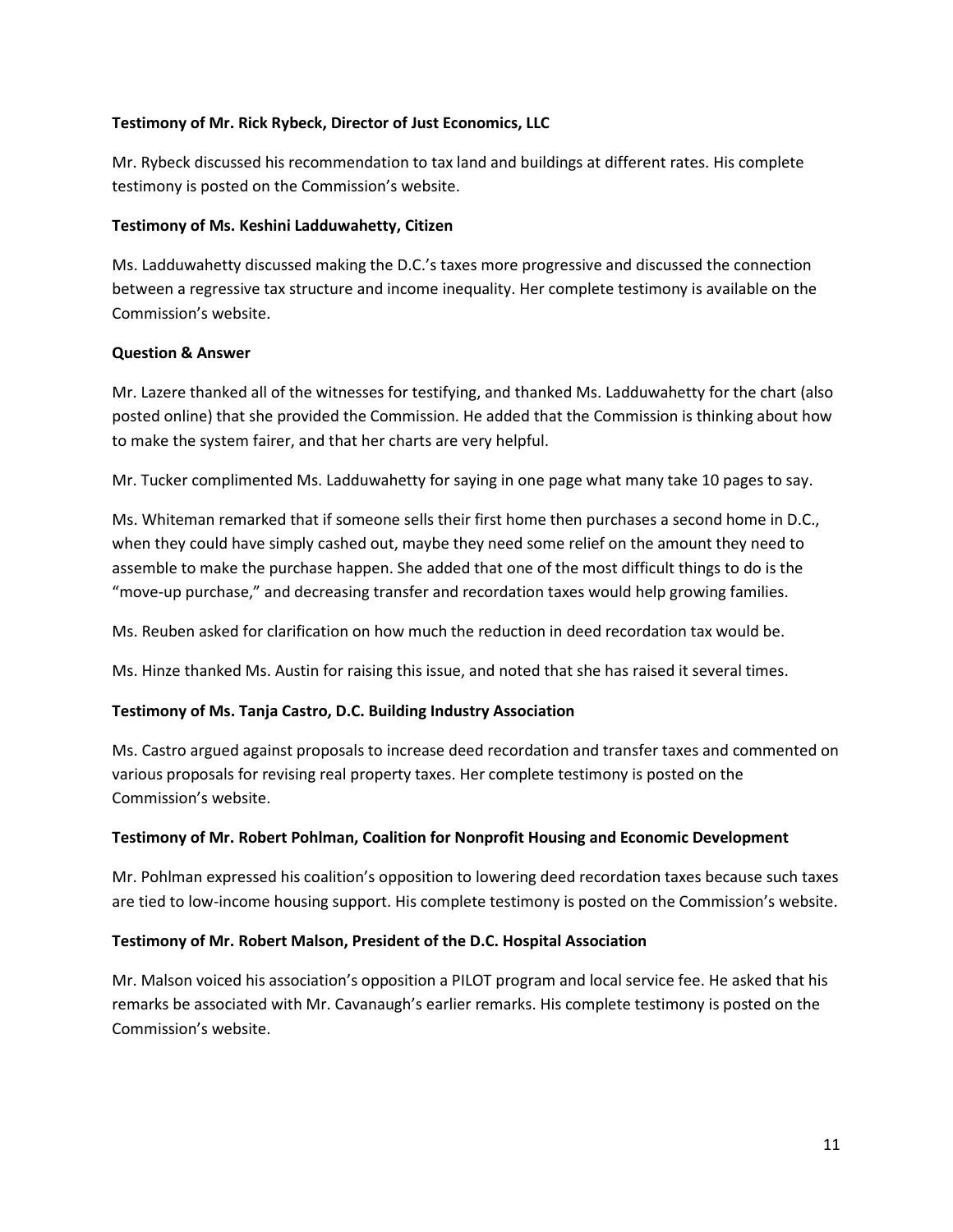**Testimony of Mr. Rick Rybeck, Director of Just Economics, LLC**

Mr. Rybeck discussed his recommendation to tax land and buildings at different rates. His complete testimony is posted on the Commission's website.

**Testimony of Ms. Keshini Ladduwahetty, Citizen**

Ms. Ladduwahetty discussed making the D.C.'s taxes more progressive and discussed the connection between a regressive tax structure and income inequality. Her complete testimony is available on the Commission's website.

**Question & Answer**

Mr. Lazere thanked all of the witnesses for testifying, and thanked Ms. Ladduwahetty for the chart (also posted online) that she provided the Commission. He added that the Commission is thinking about how to make the system fairer, and that her charts are very helpful.

Mr. Tucker complimented Ms. Ladduwahetty for saying in one page what many take 10 pages to say.

Ms. Whiteman remarked that if someone sells their first home then purchases a second home in D.C., when they could have simply cashed out, maybe they need some relief on the amount they need to assemble to make the purchase happen. She added that one of the most difficult things to do is the "move-up purchase," and decreasing transfer and recordation taxes would help growing families.

Ms. Reuben asked for clarification on how much the reduction in deed recordation tax would be.

Ms. Hinze thanked Ms. Austin for raising this issue, and noted that she has raised it several times.

**Testimony of Ms. Tanja Castro, D.C. Building Industry Association**

Ms. Castro argued against proposals to increase deed recordation and transfer taxes and commented on various proposals for revising real property taxes. Her complete testimony is posted on the Commission's website.

**Testimony of Mr. Robert Pohlman, Coalition for Nonprofit Housing and Economic Development**

Mr. Pohlman expressed his coalition's opposition to lowering deed recordation taxes because such taxes are tied to low-income housing support. His complete testimony is posted on the Commission's website.

**Testimony of Mr. Robert Malson, President of the D.C. Hospital Association**

Mr. Malson voiced his association's opposition a PILOT program and local service fee. He asked that his remarks be associated with Mr. Cavanaugh's earlier remarks. His complete testimony is posted on the Commission's website.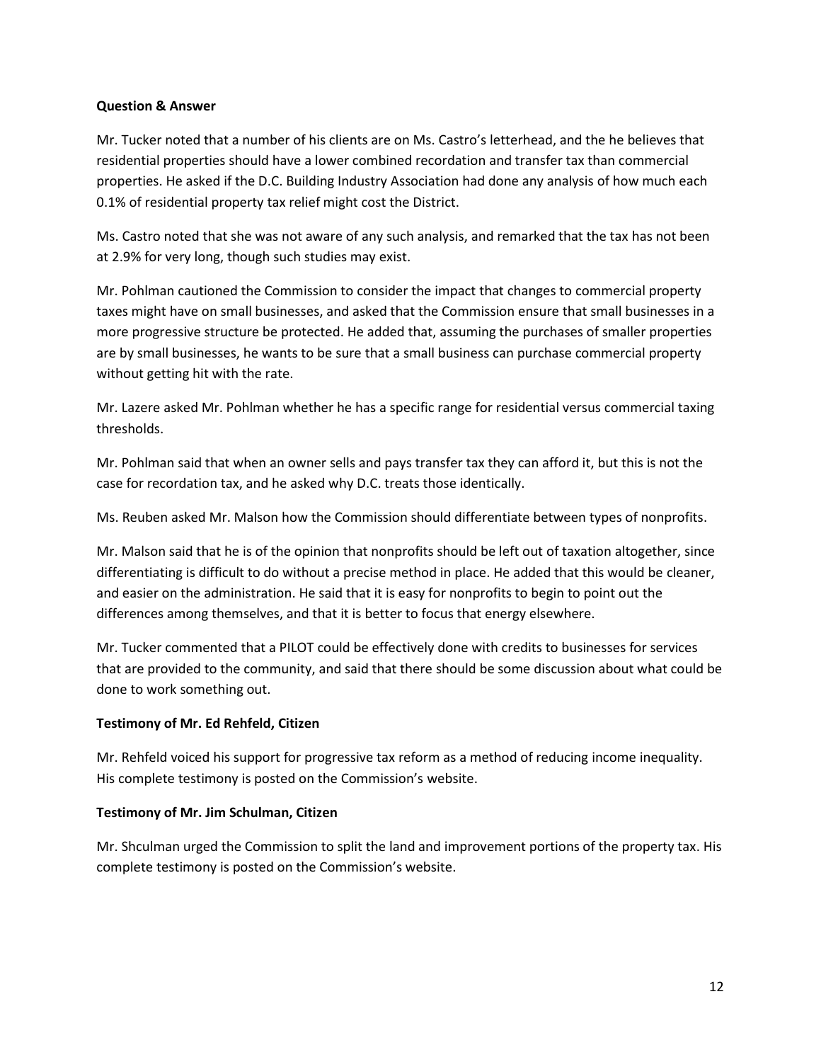**Question & Answer**

Mr. Tucker noted that a number of his clients are on Ms. Castro's letterhead, and the he believes that residential properties should have a lower combined recordation and transfer tax than commercial properties. He asked if the D.C. Building Industry Association had done any analysis of how much each 0.1% of residential property tax relief might cost the District.

Ms. Castro noted that she was not aware of any such analysis, and remarked that the tax has not been at 2.9% for very long, though such studies may exist.

Mr. Pohlman cautioned the Commission to consider the impact that changes to commercial property taxes might have on small businesses, and asked that the Commission ensure that small businesses in a more progressive structure be protected. He added that, assuming the purchases of smaller properties are by small businesses, he wants to be sure that a small business can purchase commercial property without getting hit with the rate.

Mr. Lazere asked Mr. Pohlman whether he has a specific range for residential versus commercial taxing thresholds.

Mr. Pohlman said that when an owner sells and pays transfer tax they can afford it, but this is not the case for recordation tax, and he asked why D.C. treats those identically.

Ms. Reuben asked Mr. Malson how the Commission should differentiate between types of nonprofits.

Mr. Malson said that he is of the opinion that nonprofits should be left out of taxation altogether, since differentiating is difficult to do without a precise method in place. He added that this would be cleaner, and easier on the administration. He said that it is easy for nonprofits to begin to point out the differences among themselves, and that it is better to focus that energy elsewhere.

Mr. Tucker commented that a PILOT could be effectively done with credits to businesses for services that are provided to the community, and said that there should be some discussion about what could be done to work something out.

**Testimony of Mr. Ed Rehfeld, Citizen**

Mr. Rehfeld voiced his support for progressive tax reform as a method of reducing income inequality. His complete testimony is posted on the Commission's website.

**Testimony of Mr. Jim Schulman, Citizen**

Mr. Shculman urged the Commission to split the land and improvement portions of the property tax. His complete testimony is posted on the Commission's website.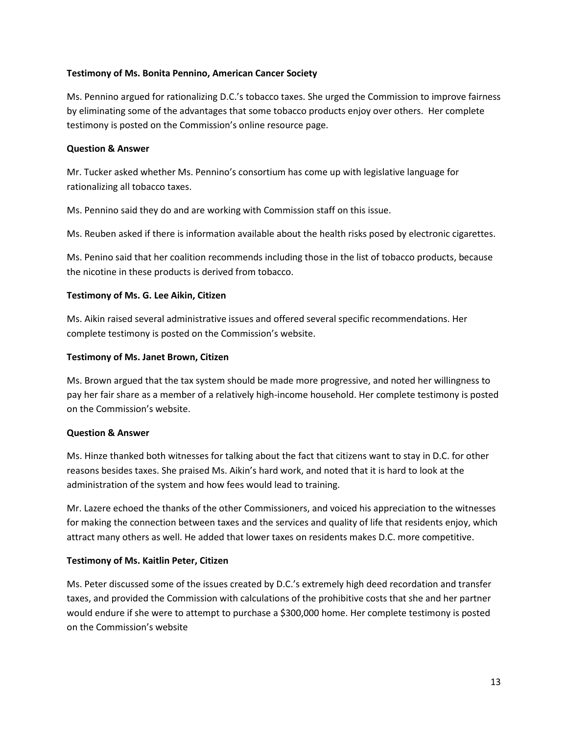**Testimony of Ms. Bonita Pennino, American Cancer Society**

Ms. Pennino argued for rationalizing D.C.'s tobacco taxes. She urged the Commission to improve fairness by eliminating some of the advantages that some tobacco products enjoy over others. Her complete testimony is posted on the Commission's online resource page.

**Question & Answer**

Mr. Tucker asked whether Ms. Pennino's consortium has come up with legislative language for rationalizing all tobacco taxes.

Ms. Pennino said they do and are working with Commission staff on this issue.

Ms. Reuben asked if there is information available about the health risks posed by electronic cigarettes.

Ms. Penino said that her coalition recommends including those in the list of tobacco products, because the nicotine in these products is derived from tobacco.

**Testimony of Ms. G. Lee Aikin, Citizen**

Ms. Aikin raised several administrative issues and offered several specific recommendations. Her complete testimony is posted on the Commission's website.

**Testimony of Ms. Janet Brown, Citizen**

Ms. Brown argued that the tax system should be made more progressive, and noted her willingness to pay her fair share as a member of a relatively high-income household. Her complete testimony is posted on the Commission's website.

**Question & Answer**

Ms. Hinze thanked both witnesses for talking about the fact that citizens want to stay in D.C. for other reasons besides taxes. She praised Ms. Aikin's hard work, and noted that it is hard to look at the administration of the system and how fees would lead to training.

Mr. Lazere echoed the thanks of the other Commissioners, and voiced his appreciation to the witnesses for making the connection between taxes and the services and quality of life that residents enjoy, which attract many others as well. He added that lower taxes on residents makes D.C. more competitive.

**Testimony of Ms. Kaitlin Peter, Citizen**

Ms. Peter discussed some of the issues created by D.C.'s extremely high deed recordation and transfer taxes, and provided the Commission with calculations of the prohibitive costs that she and her partner would endure if she were to attempt to purchase a $300,000 home. Her complete testimony is posted on the Commission's website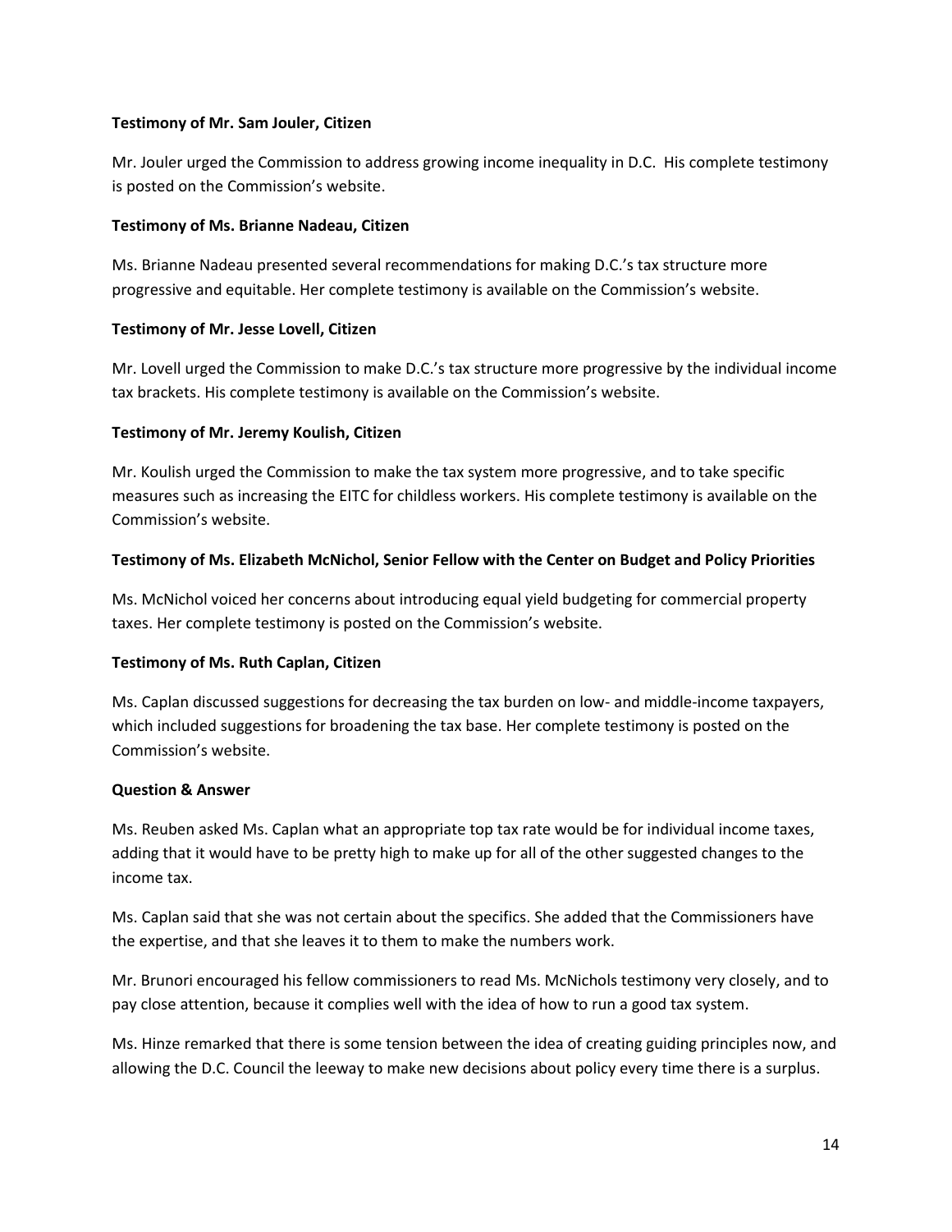**Testimony of Mr. Sam Jouler, Citizen**

Mr. Jouler urged the Commission to address growing income inequality in D.C. His complete testimony is posted on the Commission's website.

**Testimony of Ms. Brianne Nadeau, Citizen**

Ms. Brianne Nadeau presented several recommendations for making D.C.'s tax structure more progressive and equitable. Her complete testimony is available on the Commission's website.

**Testimony of Mr. Jesse Lovell, Citizen**

Mr. Lovell urged the Commission to make D.C.'s tax structure more progressive by the individual income tax brackets. His complete testimony is available on the Commission's website.

**Testimony of Mr. Jeremy Koulish, Citizen**

Mr. Koulish urged the Commission to make the tax system more progressive, and to take specific measures such as increasing the EITC for childless workers. His complete testimony is available on the Commission's website.

**Testimony of Ms. Elizabeth McNichol, Senior Fellow with the Center on Budget and Policy Priorities**

Ms. McNichol voiced her concerns about introducing equal yield budgeting for commercial property taxes. Her complete testimony is posted on the Commission's website.

**Testimony of Ms. Ruth Caplan, Citizen**

Ms. Caplan discussed suggestions for decreasing the tax burden on low- and middle-income taxpayers, which included suggestions for broadening the tax base. Her complete testimony is posted on the Commission's website.

**Question & Answer**

Ms. Reuben asked Ms. Caplan what an appropriate top tax rate would be for individual income taxes, adding that it would have to be pretty high to make up for all of the other suggested changes to the income tax.

Ms. Caplan said that she was not certain about the specifics. She added that the Commissioners have the expertise, and that she leaves it to them to make the numbers work.

Mr. Brunori encouraged his fellow commissioners to read Ms. McNichols testimony very closely, and to pay close attention, because it complies well with the idea of how to run a good tax system.

Ms. Hinze remarked that there is some tension between the idea of creating guiding principles now, and allowing the D.C. Council the leeway to make new decisions about policy every time there is a surplus.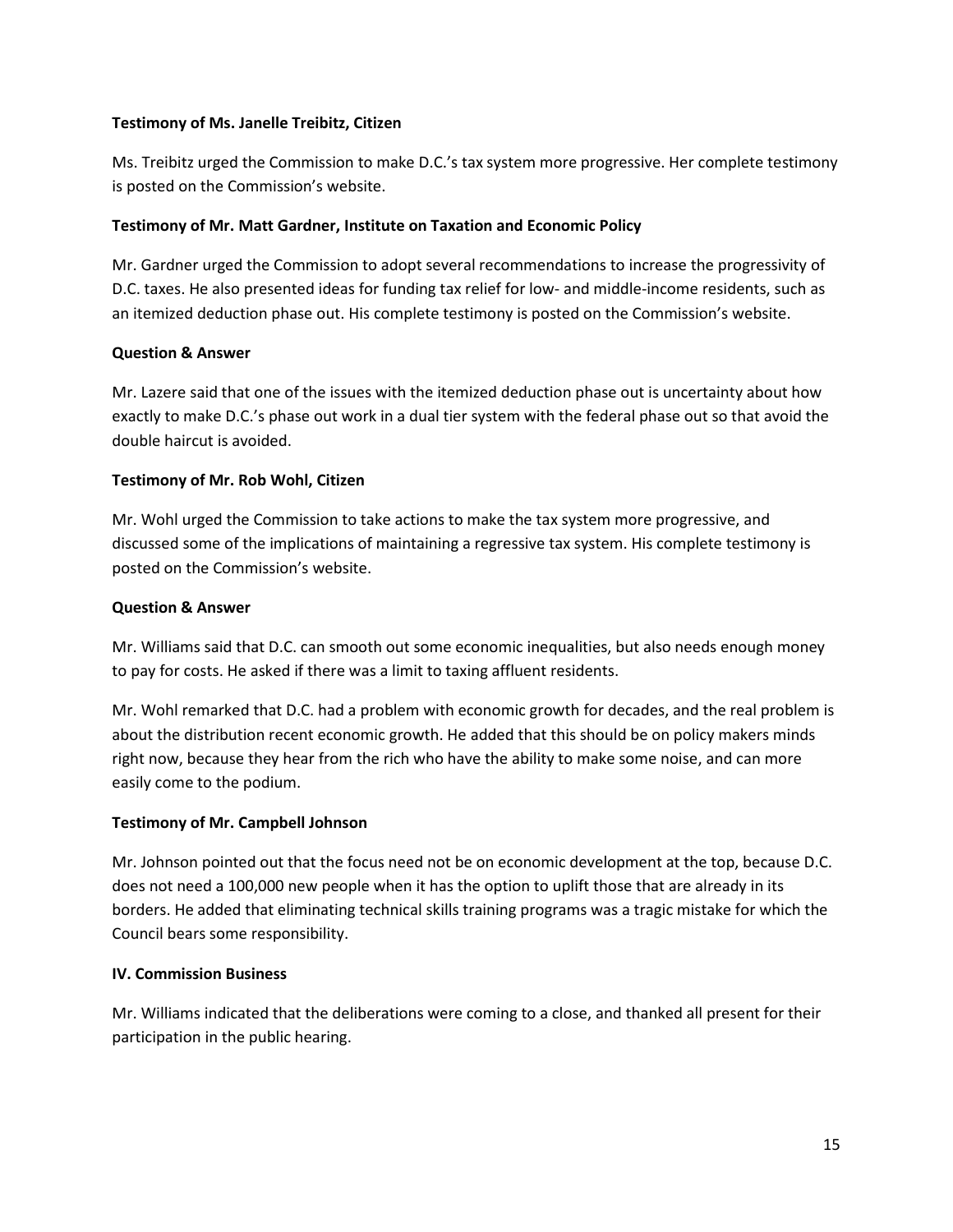**Testimony of Ms. Janelle Treibitz, Citizen**

Ms. Treibitz urged the Commission to make D.C.'s tax system more progressive. Her complete testimony is posted on the Commission's website.

**Testimony of Mr. Matt Gardner, Institute on Taxation and Economic Policy**

Mr. Gardner urged the Commission to adopt several recommendations to increase the progressivity of D.C. taxes. He also presented ideas for funding tax relief for low- and middle-income residents, such as an itemized deduction phase out. His complete testimony is posted on the Commission's website.

**Question & Answer**

Mr. Lazere said that one of the issues with the itemized deduction phase out is uncertainty about how exactly to make D.C.'s phase out work in a dual tier system with the federal phase out so that avoid the double haircut is avoided.

**Testimony of Mr. Rob Wohl, Citizen**

Mr. Wohl urged the Commission to take actions to make the tax system more progressive, and discussed some of the implications of maintaining a regressive tax system. His complete testimony is posted on the Commission's website.

**Question & Answer**

Mr. Williams said that D.C. can smooth out some economic inequalities, but also needs enough money to pay for costs. He asked if there was a limit to taxing affluent residents.

Mr. Wohl remarked that D.C. had a problem with economic growth for decades, and the real problem is about the distribution recent economic growth. He added that this should be on policy makers minds right now, because they hear from the rich who have the ability to make some noise, and can more easily come to the podium.

**Testimony of Mr. Campbell Johnson**

Mr. Johnson pointed out that the focus need not be on economic development at the top, because D.C. does not need a 100,000 new people when it has the option to uplift those that are already in its borders. He added that eliminating technical skills training programs was a tragic mistake for which the Council bears some responsibility.

**IV. Commission Business**

Mr. Williams indicated that the deliberations were coming to a close, and thanked all present for their participation in the public hearing.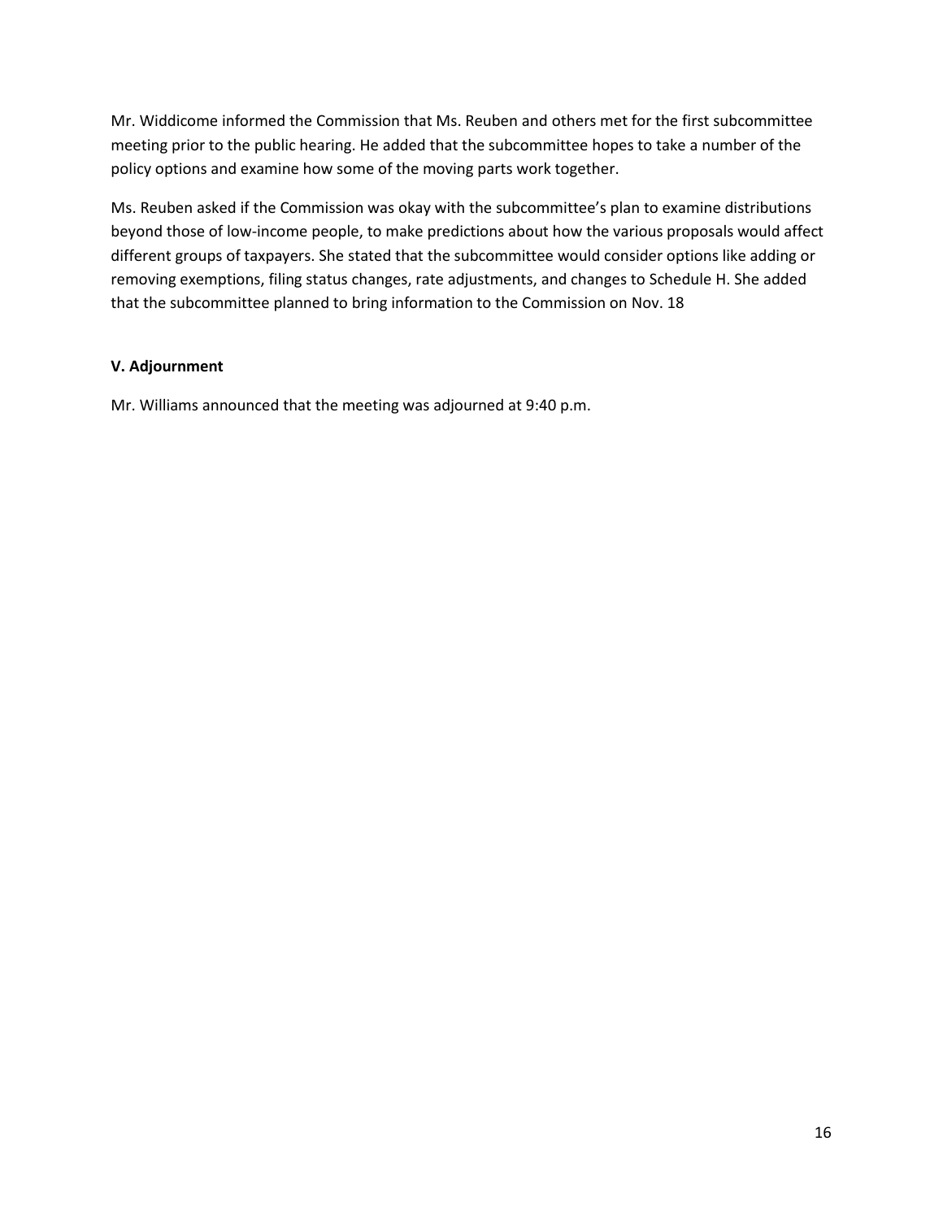Mr. Widdicome informed the Commission that Ms. Reuben and others met for the first subcommittee meeting prior to the public hearing. He added that the subcommittee hopes to take a number of the policy options and examine how some of the moving parts work together.

Ms. Reuben asked if the Commission was okay with the subcommittee's plan to examine distributions beyond those of low-income people, to make predictions about how the various proposals would affect different groups of taxpayers. She stated that the subcommittee would consider options like adding or removing exemptions, filing status changes, rate adjustments, and changes to Schedule H. She added that the subcommittee planned to bring information to the Commission on Nov. 18

**V. Adjournment**

Mr. Williams announced that the meeting was adjourned at 9:40 p.m.